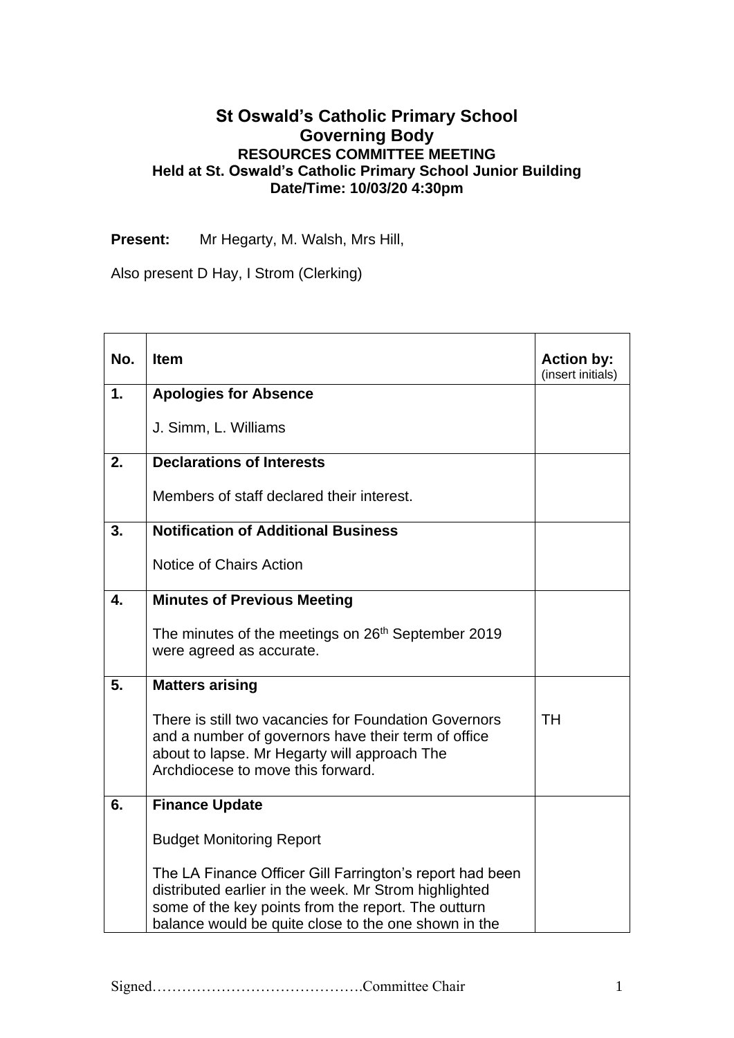# St Oswald's Catholic Primary School
# Governing Body
### RESOURCES COMMITTEE MEETING
### Held at St. Oswald's Catholic Primary School Junior Building
### Date/Time: 10/03/20 4:30pm

**Present:** Mr Hegarty, M. Walsh, Mrs Hill,

Also present D Hay, I Strom (Clerking)

| No. | Item | Action by: (insert initials) |
|---|---|---|
| 1. | **Apologies for Absence**<br><br>J. Simm, L. Williams | |
| 2. | **Declarations of Interests**<br><br>Members of staff declared their interest. | |
| 3. | **Notification of Additional Business**<br><br>Notice of Chairs Action | |
| 4. | **Minutes of Previous Meeting**<br><br>The minutes of the meetings on 26th September 2019 were agreed as accurate. | |
| 5. | **Matters arising**<br><br>There is still two vacancies for Foundation Governors and a number of governors have their term of office about to lapse. Mr Hegarty will approach The Archdiocese to move this forward. | TH |
| 6. | **Finance Update**<br><br>Budget Monitoring Report<br><br>The LA Finance Officer Gill Farrington's report had been distributed earlier in the week. Mr Strom highlighted some of the key points from the report. The outturn balance would be quite close to the one shown in the | |

Signed…………………………………….Committee Chair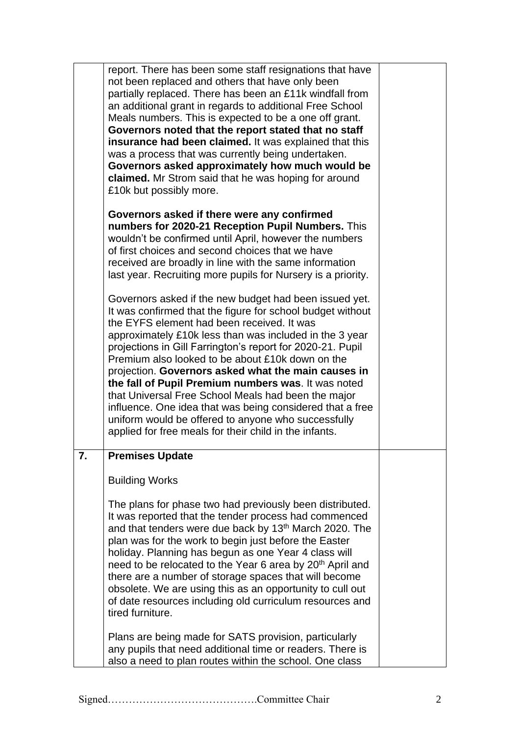| | | |
|---|---|---|
| | report. There has been some staff resignations that have not been replaced and others that have only been partially replaced. There has been an £11k windfall from an additional grant in regards to additional Free School Meals numbers. This is expected to be a one off grant. **Governors noted that the report stated that no staff insurance had been claimed.** It was explained that this was a process that was currently being undertaken. **Governors asked approximately how much would be claimed.** Mr Strom said that he was hoping for around £10k but possibly more.<br><br>**Governors asked if there were any confirmed numbers for 2020-21 Reception Pupil Numbers.** This wouldn't be confirmed until April, however the numbers of first choices and second choices that we have received are broadly in line with the same information last year. Recruiting more pupils for Nursery is a priority.<br><br>Governors asked if the new budget had been issued yet. It was confirmed that the figure for school budget without the EYFS element had been received. It was approximately £10k less than was included in the 3 year projections in Gill Farrington's report for 2020-21. Pupil Premium also looked to be about £10k down on the projection. **Governors asked what the main causes in the fall of Pupil Premium numbers was**. It was noted that Universal Free School Meals had been the major influence. One idea that was being considered that a free uniform would be offered to anyone who successfully applied for free meals for their child in the infants. | |
| **7.** | **Premises Update**<br><br>Building Works<br><br>The plans for phase two had previously been distributed. It was reported that the tender process had commenced and that tenders were due back by 13th March 2020. The plan was for the work to begin just before the Easter holiday. Planning has begun as one Year 4 class will need to be relocated to the Year 6 area by 20th April and there are a number of storage spaces that will become obsolete. We are using this as an opportunity to cull out of date resources including old curriculum resources and tired furniture.<br><br>Plans are being made for SATS provision, particularly any pupils that need additional time or readers. There is also a need to plan routes within the school. One class | |

Signed…………………………………….Committee Chair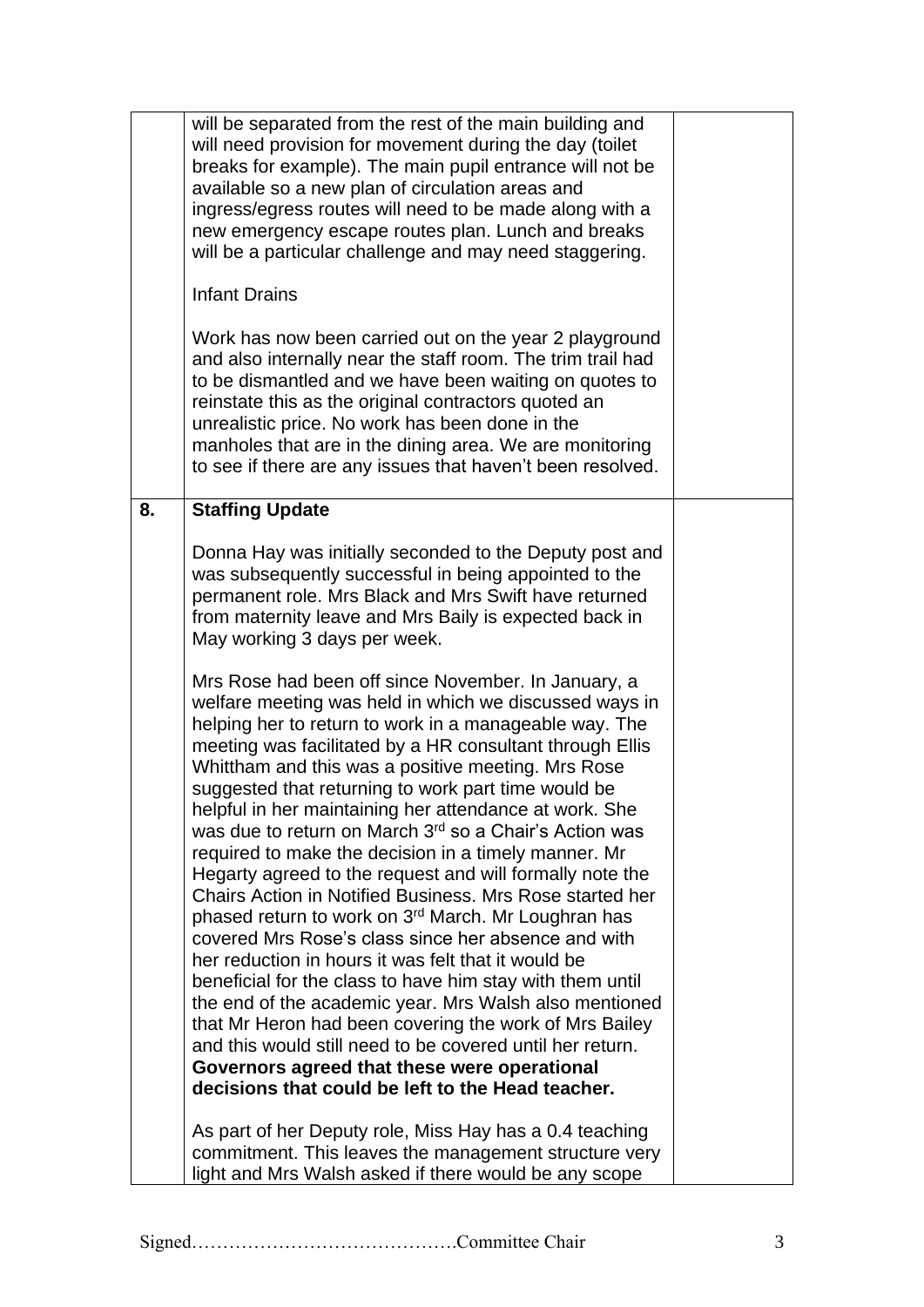| | | |
|---|---|---|
| | will be separated from the rest of the main building and will need provision for movement during the day (toilet breaks for example). The main pupil entrance will not be available so a new plan of circulation areas and ingress/egress routes will need to be made along with a new emergency escape routes plan. Lunch and breaks will be a particular challenge and may need staggering.<br><br>Infant Drains<br><br>Work has now been carried out on the year 2 playground and also internally near the staff room. The trim trail had to be dismantled and we have been waiting on quotes to reinstate this as the original contractors quoted an unrealistic price. No work has been done in the manholes that are in the dining area. We are monitoring to see if there are any issues that haven't been resolved. | |
| **8.** | **Staffing Update**<br><br>Donna Hay was initially seconded to the Deputy post and was subsequently successful in being appointed to the permanent role. Mrs Black and Mrs Swift have returned from maternity leave and Mrs Baily is expected back in May working 3 days per week.<br><br>Mrs Rose had been off since November. In January, a welfare meeting was held in which we discussed ways in helping her to return to work in a manageable way. The meeting was facilitated by a HR consultant through Ellis Whittham and this was a positive meeting. Mrs Rose suggested that returning to work part time would be helpful in her maintaining her attendance at work. She was due to return on March 3rd so a Chair's Action was required to make the decision in a timely manner. Mr Hegarty agreed to the request and will formally note the Chairs Action in Notified Business. Mrs Rose started her phased return to work on 3rd March. Mr Loughran has covered Mrs Rose's class since her absence and with her reduction in hours it was felt that it would be beneficial for the class to have him stay with them until the end of the academic year. Mrs Walsh also mentioned that Mr Heron had been covering the work of Mrs Bailey and this would still need to be covered until her return. **Governors agreed that these were operational decisions that could be left to the Head teacher.**<br><br>As part of her Deputy role, Miss Hay has a 0.4 teaching commitment. This leaves the management structure very light and Mrs Walsh asked if there would be any scope | |

Signed…………………………………….Committee Chair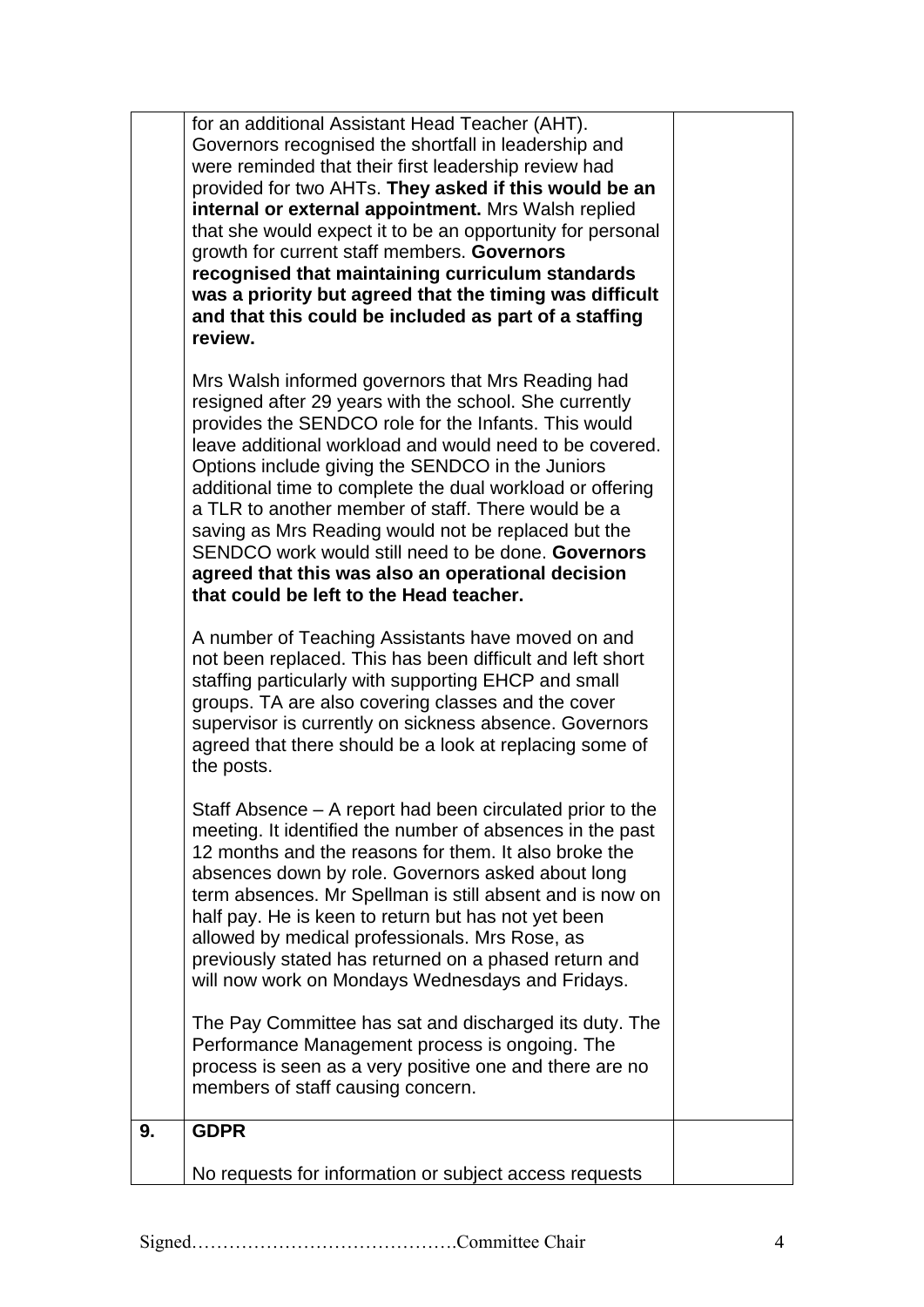| | | |
|---|---|---|
| | for an additional Assistant Head Teacher (AHT). Governors recognised the shortfall in leadership and were reminded that their first leadership review had provided for two AHTs. **They asked if this would be an internal or external appointment.** Mrs Walsh replied that she would expect it to be an opportunity for personal growth for current staff members. **Governors recognised that maintaining curriculum standards was a priority but agreed that the timing was difficult and that this could be included as part of a staffing review.**<br><br>Mrs Walsh informed governors that Mrs Reading had resigned after 29 years with the school. She currently provides the SENDCO role for the Infants. This would leave additional workload and would need to be covered. Options include giving the SENDCO in the Juniors additional time to complete the dual workload or offering a TLR to another member of staff. There would be a saving as Mrs Reading would not be replaced but the SENDCO work would still need to be done. **Governors agreed that this was also an operational decision that could be left to the Head teacher.**<br><br>A number of Teaching Assistants have moved on and not been replaced. This has been difficult and left short staffing particularly with supporting EHCP and small groups. TA are also covering classes and the cover supervisor is currently on sickness absence. Governors agreed that there should be a look at replacing some of the posts.<br><br>Staff Absence – A report had been circulated prior to the meeting. It identified the number of absences in the past 12 months and the reasons for them. It also broke the absences down by role. Governors asked about long term absences. Mr Spellman is still absent and is now on half pay. He is keen to return but has not yet been allowed by medical professionals. Mrs Rose, as previously stated has returned on a phased return and will now work on Mondays Wednesdays and Fridays.<br><br>The Pay Committee has sat and discharged its duty. The Performance Management process is ongoing. The process is seen as a very positive one and there are no members of staff causing concern. | |
| **9.** | **GDPR**<br><br>No requests for information or subject access requests | |

Signed…………………………………….Committee Chair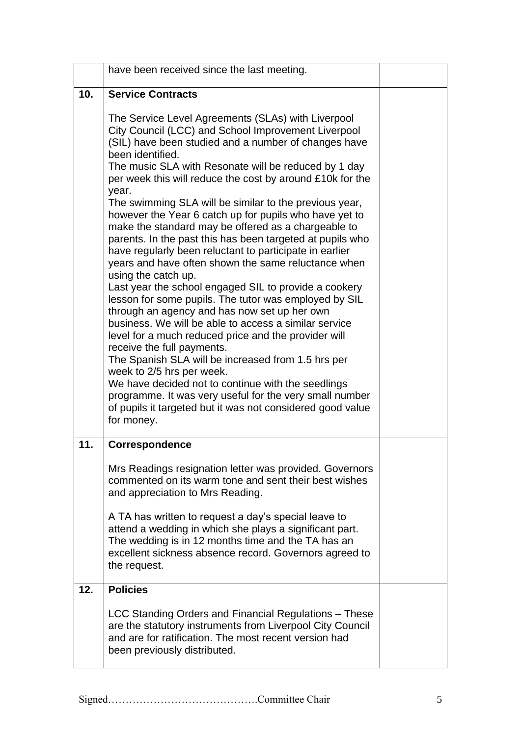| | | |
|---|---|---|
| | have been received since the last meeting. | |
| **10.** | **Service Contracts**<br><br>The Service Level Agreements (SLAs) with Liverpool City Council (LCC) and School Improvement Liverpool (SIL) have been studied and a number of changes have been identified.<br>The music SLA with Resonate will be reduced by 1 day per week this will reduce the cost by around £10k for the year.<br>The swimming SLA will be similar to the previous year, however the Year 6 catch up for pupils who have yet to make the standard may be offered as a chargeable to parents. In the past this has been targeted at pupils who have regularly been reluctant to participate in earlier years and have often shown the same reluctance when using the catch up.<br>Last year the school engaged SIL to provide a cookery lesson for some pupils. The tutor was employed by SIL through an agency and has now set up her own business. We will be able to access a similar service level for a much reduced price and the provider will receive the full payments.<br>The Spanish SLA will be increased from 1.5 hrs per week to 2/5 hrs per week.<br>We have decided not to continue with the seedlings programme. It was very useful for the very small number of pupils it targeted but it was not considered good value for money. | |
| **11.** | **Correspondence**<br><br>Mrs Readings resignation letter was provided. Governors commented on its warm tone and sent their best wishes and appreciation to Mrs Reading.<br><br>A TA has written to request a day's special leave to attend a wedding in which she plays a significant part. The wedding is in 12 months time and the TA has an excellent sickness absence record. Governors agreed to the request. | |
| **12.** | **Policies**<br><br>LCC Standing Orders and Financial Regulations – These are the statutory instruments from Liverpool City Council and are for ratification. The most recent version had been previously distributed. | |

Signed…………………………………….Committee Chair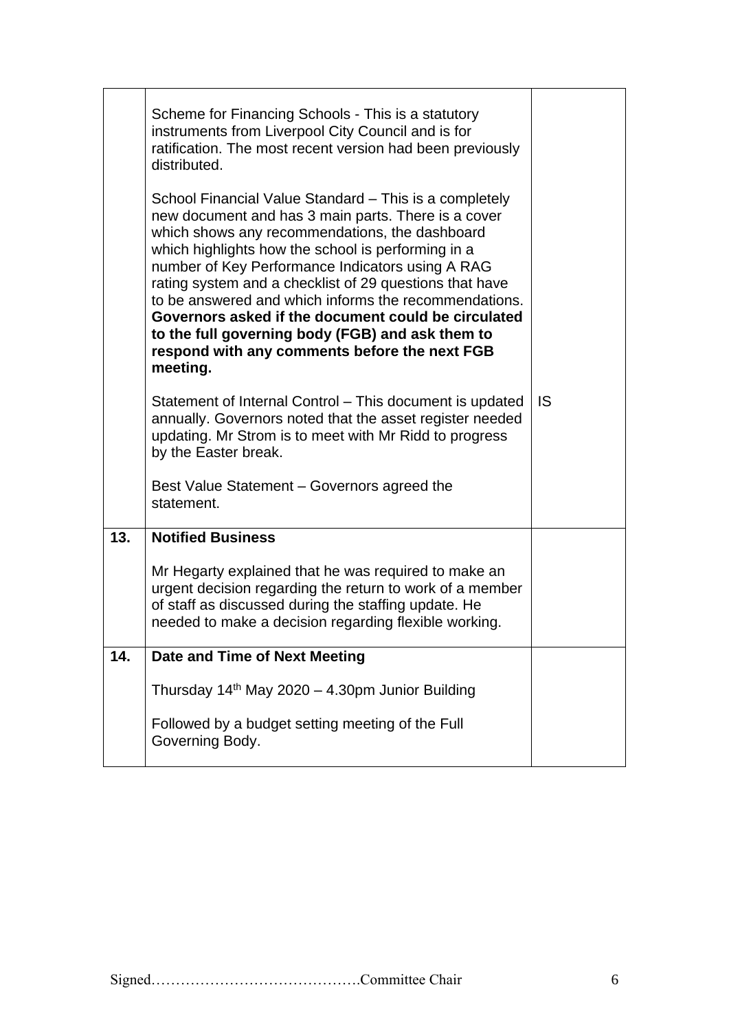| | | |
|---|---|---|
| | Scheme for Financing Schools - This is a statutory instruments from Liverpool City Council and is for ratification. The most recent version had been previously distributed.<br><br>School Financial Value Standard – This is a completely new document and has 3 main parts. There is a cover which shows any recommendations, the dashboard which highlights how the school is performing in a number of Key Performance Indicators using A RAG rating system and a checklist of 29 questions that have to be answered and which informs the recommendations. **Governors asked if the document could be circulated to the full governing body (FGB) and ask them to respond with any comments before the next FGB meeting.**<br><br>Statement of Internal Control – This document is updated annually. Governors noted that the asset register needed updating. Mr Strom is to meet with Mr Ridd to progress by the Easter break.<br><br>Best Value Statement – Governors agreed the statement. | IS |
| **13.** | **Notified Business**<br><br>Mr Hegarty explained that he was required to make an urgent decision regarding the return to work of a member of staff as discussed during the staffing update. He needed to make a decision regarding flexible working. | |
| **14.** | **Date and Time of Next Meeting**<br><br>Thursday 14th May 2020 – 4.30pm Junior Building<br><br>Followed by a budget setting meeting of the Full Governing Body. | |

Signed…………………………………….Committee Chair